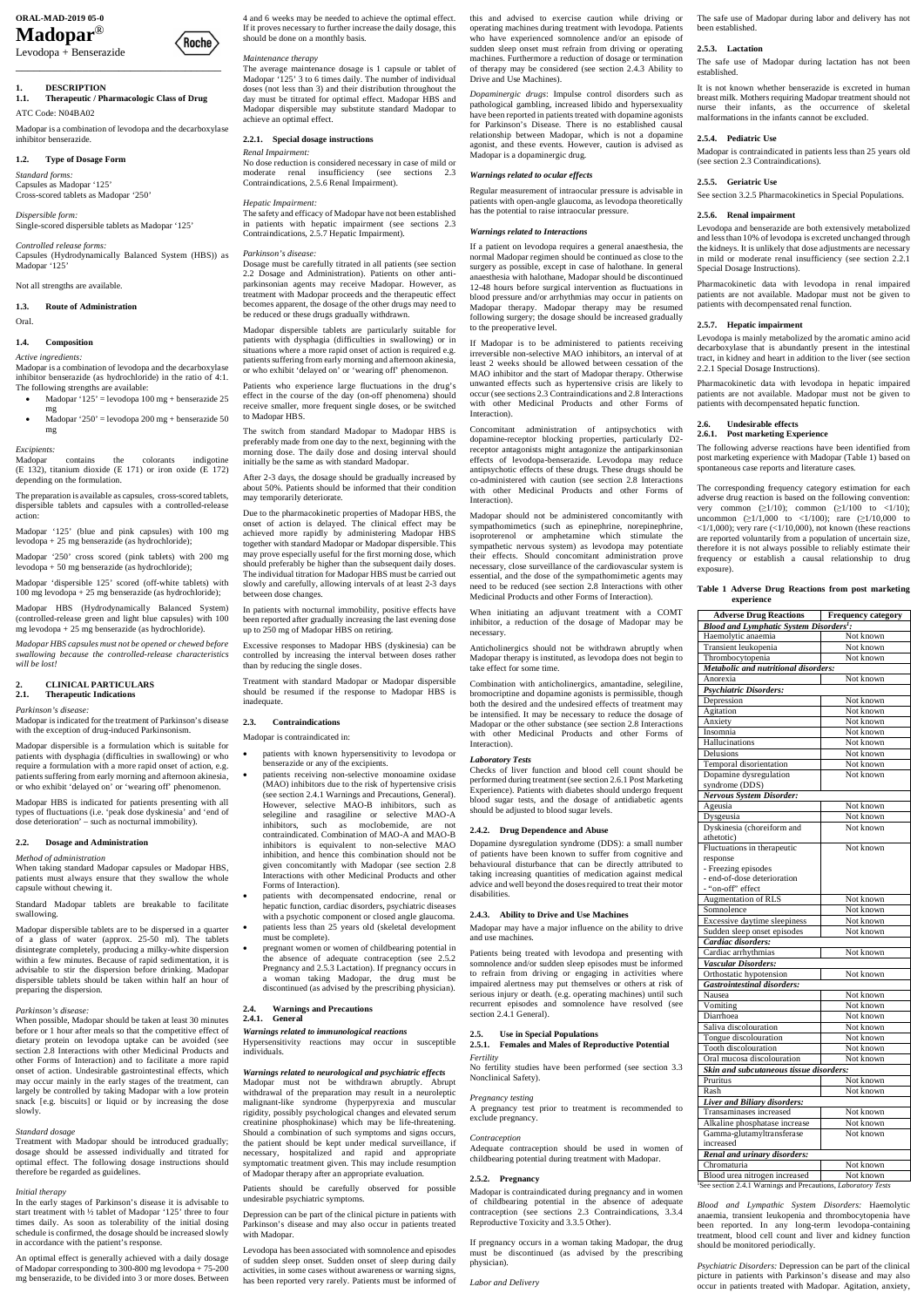**ORAL-MAD-2019 05-0**

# Madopar®

Levodopa + Benserazide

Roche

## 1. DESCRIPTION

### 1.1. Therapeutic / Pharmacologic Class of Drug

ATC Code: N04BA02

Madopar is a combination of levodopa and the decarboxylase inhibitor benserazide.

### 1.2. Type of Dosage Form

*Standard forms:*
Capsules as Madopar '125'
Cross-scored tablets as Madopar '250'

*Dispersible form:*
Single-scored dispersible tablets as Madopar '125'

*Controlled release forms:*
Capsules (Hydrodynamically Balanced System (HBS)) as Madopar '125'

Not all strengths are available.

### 1.3. Route of Administration

Oral.

### 1.4. Composition

*Active ingredients:*
Madopar is a combination of levodopa and the decarboxylase inhibitor benserazide (as hydrochloride) in the ratio of 4:1. The following strengths are available:

- Madopar '125' = levodopa 100 mg + benserazide 25 mg
- Madopar '250' = levodopa 200 mg + benserazide 50 mg

*Excipients:*
Madopar contains the colorants indigotine (E 132), titanium dioxide (E 171) or iron oxide (E 172) depending on the formulation.

The preparation is available as capsules, cross-scored tablets, dispersible tablets and capsules with a controlled-release action:

Madopar '125' (blue and pink capsules) with 100 mg levodopa + 25 mg benserazide (as hydrochloride);

Madopar '250' cross scored (pink tablets) with 200 mg levodopa + 50 mg benserazide (as hydrochloride);

Madopar 'dispersible 125' scored (off-white tablets) with 100 mg levodopa + 25 mg benserazide (as hydrochloride);

Madopar HBS (Hydrodynamically Balanced System) (controlled-release green and light blue capsules) with 100 mg levodopa + 25 mg benserazide (as hydrochloride).

*Madopar HBS capsules must not be opened or chewed before swallowing because the controlled-release characteristics will be lost!*

## 2. CLINICAL PARTICULARS

### 2.1. Therapeutic Indications

*Parkinson's disease:*
Madopar is indicated for the treatment of Parkinson's disease with the exception of drug-induced Parkinsonism.

Madopar dispersible is a formulation which is suitable for patients with dysphagia (difficulties in swallowing) or who require a formulation with a more rapid onset of action, e.g. patients suffering from early morning and afternoon akinesia, or who exhibit 'delayed on' or 'wearing off' phenomenon.

Madopar HBS is indicated for patients presenting with all types of fluctuations (i.e. 'peak dose dyskinesia' and 'end of dose deterioration' – such as nocturnal immobility).

### 2.2. Dosage and Administration

*Method of administration*
When taking standard Madopar capsules or Madopar HBS, patients must always ensure that they swallow the whole capsule without chewing it.

Standard Madopar tablets are breakable to facilitate swallowing.

Madopar dispersible tablets are to be dispersed in a quarter of a glass of water (approx. 25-50 ml). The tablets disintegrate completely, producing a milky-white dispersion within a few minutes. Because of rapid sedimentation, it is advisable to stir the dispersion before drinking. Madopar dispersible tablets should be taken within half an hour of preparing the dispersion.

*Parkinson's disease:*
When possible, Madopar should be taken at least 30 minutes before or 1 hour after meals so that the competitive effect of dietary protein on levodopa uptake can be avoided (see section 2.8 Interactions with other Medicinal Products and other Forms of Interaction) and to facilitate a more rapid onset of action. Undesirable gastrointestinal effects, which may occur mainly in the early stages of the treatment, can largely be controlled by taking Madopar with a low protein snack [e.g. biscuits] or liquid or by increasing the dose slowly.

*Standard dosage*
Treatment with Madopar should be introduced gradually; dosage should be assessed individually and titrated for optimal effect. The following dosage instructions should therefore be regarded as guidelines.

*Initial therapy*
In the early stages of Parkinson's disease it is advisable to start treatment with ½ tablet of Madopar '125' three to four times daily. As soon as tolerability of the initial dosing schedule is confirmed, the dosage should be increased slowly in accordance with the patient's response.

An optimal effect is generally achieved with a daily dosage of Madopar corresponding to 300-800 mg levodopa + 75-200 mg benserazide, to be divided into 3 or more doses. Between 4 and 6 weeks may be needed to achieve the optimal effect. If it proves necessary to further increase the daily dosage, this should be done on a monthly basis.

*Maintenance therapy*
The average maintenance dosage is 1 capsule or tablet of Madopar '125' 3 to 6 times daily. The number of individual doses (not less than 3) and their distribution throughout the day must be titrated for optimal effect. Madopar HBS and Madopar dispersible may substitute standard Madopar to achieve an optimal effect.

#### 2.2.1. Special dosage instructions

*Renal Impairment:*
No dose reduction is considered necessary in case of mild or moderate renal insufficiency (see sections 2.3 Contraindications, 2.5.6 Renal Impairment).

*Hepatic Impairment:*
The safety and efficacy of Madopar have not been established in patients with hepatic impairment (see sections 2.3 Contraindications, 2.5.7 Hepatic Impairment).

*Parkinson's disease:*
Dosage must be carefully titrated in all patients (see section 2.2 Dosage and Administration). Patients on other anti-parkinsonian agents may receive Madopar. However, as treatment with Madopar proceeds and the therapeutic effect becomes apparent, the dosage of the other drugs may need to be reduced or these drugs gradually withdrawn.

Madopar dispersible tablets are particularly suitable for patients with dysphagia (difficulties in swallowing) or in situations where a more rapid onset of action is required e.g. patients suffering from early morning and afternoon akinesia, or who exhibit 'delayed on' or 'wearing off' phenomenon.

Patients who experience large fluctuations in the drug's effect in the course of the day (on-off phenomena) should receive smaller, more frequent single doses, or be switched to Madopar HBS.

The switch from standard Madopar to Madopar HBS is preferably made from one day to the next, beginning with the morning dose. The daily dose and dosing interval should initially be the same as with standard Madopar.

After 2-3 days, the dosage should be gradually increased by about 50%. Patients should be informed that their condition may temporarily deteriorate.

Due to the pharmacokinetic properties of Madopar HBS, the onset of action is delayed. The clinical effect may be achieved more rapidly by administering Madopar HBS together with standard Madopar or Madopar dispersible. This may prove especially useful for the first morning dose, which should preferably be higher than the subsequent daily doses. The individual titration for Madopar HBS must be carried out slowly and carefully, allowing intervals of at least 2-3 days between dose changes.

In patients with nocturnal immobility, positive effects have been reported after gradually increasing the last evening dose up to 250 mg of Madopar HBS on retiring.

Excessive responses to Madopar HBS (dyskinesia) can be controlled by increasing the interval between doses rather than by reducing the single doses.

Treatment with standard Madopar or Madopar dispersible should be resumed if the response to Madopar HBS is inadequate.

### 2.3. Contraindications

Madopar is contraindicated in:

- patients with known hypersensitivity to levodopa or benserazide or any of the excipients.
- patients receiving non-selective monoamine oxidase (MAO) inhibitors due to the risk of hypertensive crisis (see section 2.4.1 Warnings and Precautions, General). However, selective MAO-B inhibitors, such as selegiline and rasagiline or selective MAO-A inhibitors, such as moclobemide, are not contraindicated. Combination of MAO-A and MAO-B inhibitors is equivalent to non-selective MAO inhibition, and hence this combination should not be given concomitantly with Madopar (see section 2.8 Interactions with other Medicinal Products and other Forms of Interaction).
- patients with decompensated endocrine, renal or hepatic function, cardiac disorders, psychiatric diseases with a psychotic component or closed angle glaucoma.
- patients less than 25 years old (skeletal development must be complete).
- pregnant women or women of childbearing potential in the absence of adequate contraception (see section 2.5.2 Pregnancy and 2.5.3 Lactation). If pregnancy occurs in a woman taking Madopar, the drug must be discontinued (as advised by the prescribing physician).

### 2.4. Warnings and Precautions

#### 2.4.1. General

*Warnings related to immunological reactions*
Hypersensitivity reactions may occur in susceptible individuals.

*Warnings related to neurological and psychiatric effects*
Madopar must not be withdrawn abruptly. Abrupt withdrawal of the preparation may result in a neuroleptic malignant-like syndrome (hyperpyrexia and muscular rigidity, possibly psychological changes and elevated serum creatinine phosphokinase) which may be life-threatening. Should a combination of such symptoms and signs occurs, the patient should be kept under medical surveillance, if necessary, hospitalized and rapid and appropriate symptomatic treatment given. This may include resumption of Madopar therapy after an appropriate evaluation.

Patients should be carefully observed for possible undesirable psychiatric symptoms.

Depression can be part of the clinical picture in patients with Parkinson's disease and may also occur in patients treated with Madopar.

Levodopa has been associated with somnolence and episodes of sudden sleep onset. Sudden onset of sleep during daily activities, in some cases without awareness or warning signs, has been reported very rarely. Patients must be informed of this and advised to exercise caution while driving or operating machines during treatment with levodopa. Patients who have experienced somnolence and/or an episode of sudden sleep onset must refrain from driving or operating machines. Furthermore a reduction of dosage or termination of therapy may be considered (see section 2.4.3 Ability to Drive and Use Machines).

*Dopaminergic drugs*: Impulse control disorders such as pathological gambling, increased libido and hypersexuality have been reported in patients treated with dopamine agonists for Parkinson's Disease. There is no established causal relationship between Madopar, which is not a dopamine agonist, and these events. However, caution is advised as Madopar is a dopaminergic drug.

*Warnings related to ocular effects*

Regular measurement of intraocular pressure is advisable in patients with open-angle glaucoma, as levodopa theoretically has the potential to raise intraocular pressure.

*Warnings related to Interactions*

If a patient on levodopa requires a general anaesthesia, the normal Madopar regimen should be continued as close to the surgery as possible, except in case of halothane. In general anaesthesia with halothane, Madopar should be discontinued 12-48 hours before surgical intervention as fluctuations in blood pressure and/or arrhythmias may occur in patients on Madopar therapy. Madopar therapy may be resumed following surgery; the dosage should be increased gradually to the preoperative level.

If Madopar is to be administered to patients receiving irreversible non-selective MAO inhibitors, an interval of at least 2 weeks should be allowed between cessation of the MAO inhibitor and the start of Madopar therapy. Otherwise unwanted effects such as hypertensive crisis are likely to occur (see sections 2.3 Contraindications and 2.8 Interactions with other Medicinal Products and other Forms of Interaction).

Concomitant administration of antipsychotics with dopamine-receptor blocking properties, particularly D2-receptor antagonists might antagonize the antiparkinsonian effects of levodopa-benserazide. Levodopa may reduce antipsychotic effects of these drugs. These drugs should be co-administered with caution (see section 2.8 Interactions with other Medicinal Products and other Forms of Interaction).

Madopar should not be administered concomitantly with sympathomimetics (such as epinephrine, norepinephrine, isoproterenol or amphetamine which stimulate the sympathetic nervous system) as levodopa may potentiate their effects. Should concomitant administration prove necessary, close surveillance of the cardiovascular system is essential, and the dose of the sympathomimetic agents may need to be reduced (see section 2.8 Interactions with other Medicinal Products and other Forms of Interaction).

When initiating an adjuvant treatment with a COMT inhibitor, a reduction of the dosage of Madopar may be necessary.

Anticholinergics should not be withdrawn abruptly when Madopar therapy is instituted, as levodopa does not begin to take effect for some time.

Combination with anticholinergics, amantadine, selegiline, bromocriptine and dopamine agonists is permissible, though both the desired and the undesired effects of treatment may be intensified. It may be necessary to reduce the dosage of Madopar or the other substance (see section 2.8 Interactions with other Medicinal Products and other Forms of Interaction).

*Laboratory Tests*
Checks of liver function and blood cell count should be performed during treatment (see section 2.6.1 Post Marketing Experience). Patients with diabetes should undergo frequent blood sugar tests, and the dosage of antidiabetic agents should be adjusted to blood sugar levels.

#### 2.4.2. Drug Dependence and Abuse

Dopamine dysregulation syndrome (DDS): a small number of patients have been known to suffer from cognitive and behavioural disturbance that can be directly attributed to taking increasing quantities of medication against medical advice and well beyond the doses required to treat their motor disabilities.

#### 2.4.3. Ability to Drive and Use Machines

Madopar may have a major influence on the ability to drive and use machines.

Patients being treated with levodopa and presenting with somnolence and/or sudden sleep episodes must be informed to refrain from driving or engaging in activities where impaired alertness may put themselves or others at risk of serious injury or death. (e.g. operating machines) until such recurrent episodes and somnolence have resolved (see section 2.4.1 General).

### 2.5. Use in Special Populations

#### 2.5.1. Females and Males of Reproductive Potential

*Fertility*
No fertility studies have been performed (see section 3.3 Nonclinical Safety).

*Pregnancy testing*
A pregnancy test prior to treatment is recommended to exclude pregnancy.

*Contraception*
Adequate contraception should be used in women of childbearing potential during treatment with Madopar.

#### 2.5.2. Pregnancy

Madopar is contraindicated during pregnancy and in women of childbearing potential in the absence of adequate contraception (see sections 2.3 Contraindications, 3.3.4 Reproductive Toxicity and 3.3.5 Other).

If pregnancy occurs in a woman taking Madopar, the drug must be discontinued (as advised by the prescribing physician).

*Labor and Delivery*

The safe use of Madopar during labor and delivery has not been established.

#### 2.5.3. Lactation

The safe use of Madopar during lactation has not been established.

It is not known whether benserazide is excreted in human breast milk. Mothers requiring Madopar treatment should not nurse their infants, as the occurrence of skeletal malformations in the infants cannot be excluded.

#### 2.5.4. Pediatric Use

Madopar is contraindicated in patients less than 25 years old (see section 2.3 Contraindications).

#### 2.5.5. Geriatric Use

See section 3.2.5 Pharmacokinetics in Special Populations.

#### 2.5.6. Renal impairment

Levodopa and benserazide are both extensively metabolized and less than 10% of levodopa is excreted unchanged through the kidneys. It is unlikely that dose adjustments are necessary in mild or moderate renal insufficiency (see section 2.2.1 Special Dosage Instructions).

Pharmacokinetic data with levodopa in renal impaired patients are not available. Madopar must not be given to patients with decompensated renal function.

#### 2.5.7. Hepatic impairment

Levodopa is mainly metabolized by the aromatic amino acid decarboxylase that is abundantly present in the intestinal tract, in kidney and heart in addition to the liver (see section 2.2.1 Special Dosage Instructions).

Pharmacokinetic data with levodopa in hepatic impaired patients are not available. Madopar must not be given to patients with decompensated hepatic function.

### 2.6. Undesirable effects

#### 2.6.1. Post marketing Experience

The following adverse reactions have been identified from post marketing experience with Madopar (Table 1) based on spontaneous case reports and literature cases.

The corresponding frequency category estimation for each adverse drug reaction is based on the following convention: very common (≥1/10); common (≥1/100 to <1/10); uncommon (≥1/1,000 to <1/100); rare (≥1/10,000 to <1/1,000); very rare (<1/10,000), not known (these reactions are reported voluntarily from a population of uncertain size, therefore it is not always possible to reliably estimate their frequency or establish a causal relationship to drug exposure).

**Table 1 Adverse Drug Reactions from post marketing experience**

| Adverse Drug Reactions | Frequency category |
|---|---|
| ***Blood and Lymphatic System Disorders[1]:*** | |
| Haemolytic anaemia | Not known |
| Transient leukopenia | Not known |
| Thrombocytopenia | Not known |
| ***Metabolic and nutritional disorders:*** | |
| Anorexia | Not known |
| ***Psychiatric Disorders:*** | |
| Depression | Not known |
| Agitation | Not known |
| Anxiety | Not known |
| Insomnia | Not known |
| Hallucinations | Not known |
| Delusions | Not known |
| Temporal disorientation | Not known |
| Dopamine dysregulation syndrome (DDS) | Not known |
| ***Nervous System Disorder:*** | |
| Ageusia | Not known |
| Dysgeusia | Not known |
| Dyskinesia (choreiform and athetotic) | Not known |
| Fluctuations in therapeutic response<br>- Freezing episodes<br>- end-of-dose deterioration<br>- "on-off" effect | Not known |
| Augmentation of RLS | Not known |
| Somnolence | Not known |
| Excessive daytime sleepiness | Not known |
| Sudden sleep onset episodes | Not known |
| ***Cardiac disorders:*** | |
| Cardiac arrhythmias | Not known |
| ***Vascular Disorders:*** | |
| Orthostatic hypotension | Not known |
| ***Gastrointestinal disorders:*** | |
| Nausea | Not known |
| Vomiting | Not known |
| Diarrhoea | Not known |
| Saliva discolouration | Not known |
| Tongue discolouration | Not known |
| Tooth discolouration | Not known |
| Oral mucosa discolouration | Not known |
| ***Skin and subcutaneous tissue disorders:*** | |
| Pruritus | Not known |
| Rash | Not known |
| ***Liver and Biliary disorders:*** | |
| Transaminases increased | Not known |
| Alkaline phosphatase increase | Not known |
| Gamma-glutamyltransferase increased | Not known |
| ***Renal and urinary disorders:*** | |
| Chromaturia | Not known |
| Blood urea nitrogen increased | Not known |

[1]See section 2.4.1 Warnings and Precautions, *Laboratory Tests*

*Blood and Lymphatic System Disorders:* Haemolytic anaemia, transient leukopenia and thrombocytopenia have been reported. In any long-term levodopa-containing treatment, blood cell count and liver and kidney function should be monitored periodically.

*Psychiatric Disorders:* Depression can be part of the clinical picture in patients with Parkinson's disease and may also occur in patients treated with Madopar. Agitation, anxiety,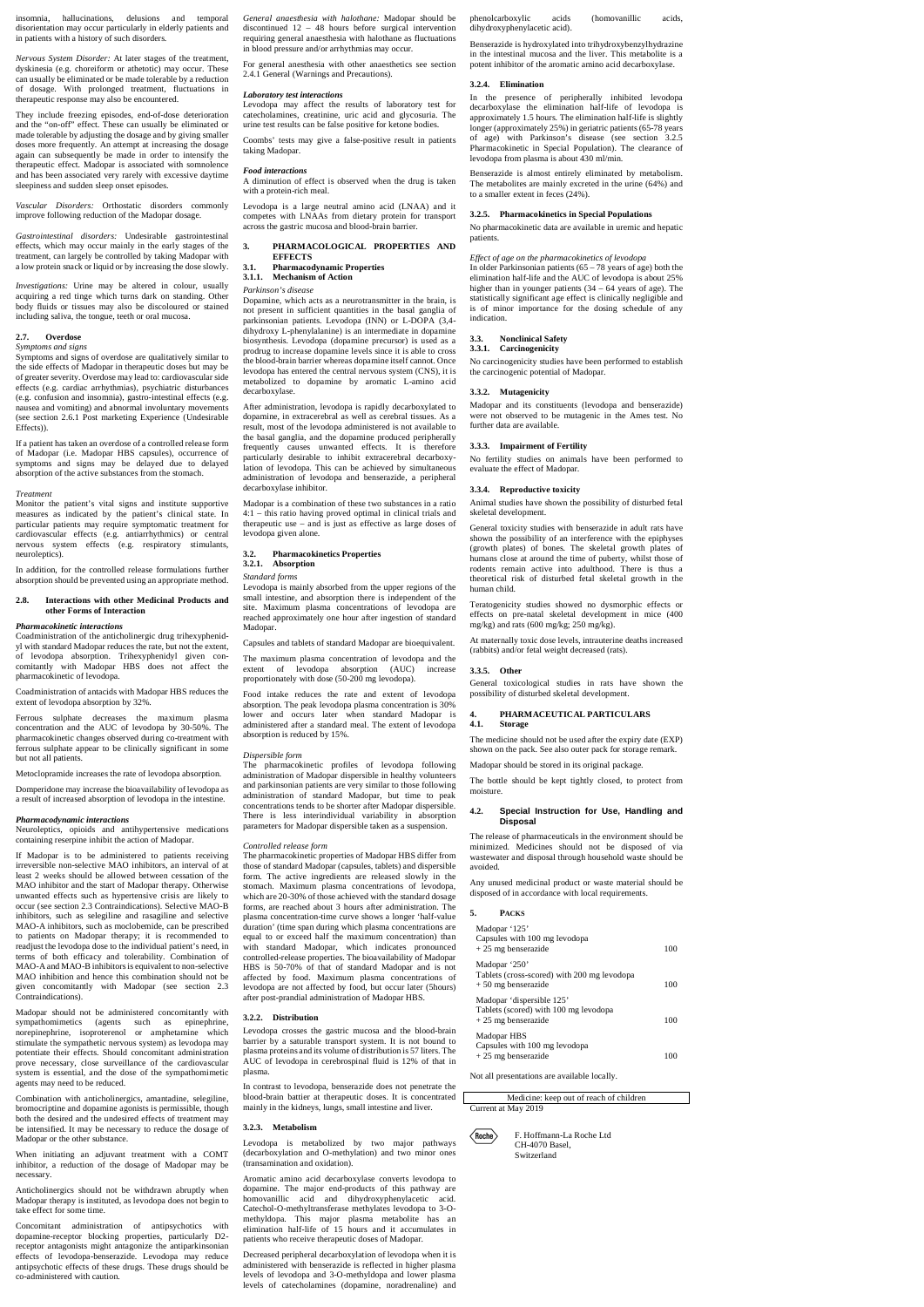insomnia, hallucinations, delusions and temporal disorientation may occur particularly in elderly patients and in patients with a history of such disorders.

*Nervous System Disorder:* At later stages of the treatment, dyskinesia (e.g. choreiform or athetotic) may occur. These can usually be eliminated or be made tolerable by a reduction of dosage. With prolonged treatment, fluctuations in therapeutic response may also be encountered.

They include freezing episodes, end-of-dose deterioration and the "on-off" effect. These can usually be eliminated or made tolerable by adjusting the dosage and by giving smaller doses more frequently. An attempt at increasing the dosage again can subsequently be made in order to intensify the therapeutic effect. Madopar is associated with somnolence and has been associated very rarely with excessive daytime sleepiness and sudden sleep onset episodes.

*Vascular Disorders:* Orthostatic disorders commonly improve following reduction of the Madopar dosage.

*Gastrointestinal disorders:* Undesirable gastrointestinal effects, which may occur mainly in the early stages of the treatment, can largely be controlled by taking Madopar with a low protein snack or liquid or by increasing the dose slowly.

*Investigations:* Urine may be altered in colour, usually acquiring a red tinge which turns dark on standing. Other body fluids or tissues may also be discoloured or stained including saliva, the tongue, teeth or oral mucosa.

## 2.7. Overdose

*Symptoms and signs*

Symptoms and signs of overdose are qualitatively similar to the side effects of Madopar in therapeutic doses but may be of greater severity. Overdose may lead to: cardiovascular side effects (e.g. cardiac arrhythmias), psychiatric disturbances (e.g. confusion and insomnia), gastro-intestinal effects (e.g. nausea and vomiting) and abnormal involuntary movements (see section 2.6.1 Post marketing Experience (Undesirable Effects)).

If a patient has taken an overdose of a controlled release form of Madopar (i.e. Madopar HBS capsules), occurrence of symptoms and signs may be delayed due to delayed absorption of the active substances from the stomach.

*Treatment*

Monitor the patient's vital signs and institute supportive measures as indicated by the patient's clinical state. In particular patients may require symptomatic treatment for cardiovascular effects (e.g. antiarrhythmics) or central nervous system effects (e.g. respiratory stimulants, neuroleptics).

In addition, for the controlled release formulations further absorption should be prevented using an appropriate method.

## 2.8. Interactions with other Medicinal Products and other Forms of Interaction

*Pharmacokinetic interactions*

Coadministration of the anticholinergic drug trihexyphenidyl with standard Madopar reduces the rate, but not the extent, of levodopa absorption. Trihexyphenidyl given concomitantly with Madopar HBS does not affect the pharmacokinetic of levodopa.

Coadministration of antacids with Madopar HBS reduces the extent of levodopa absorption by 32%.

Ferrous sulphate decreases the maximum plasma concentration and the AUC of levodopa by 30-50%. The pharmacokinetic changes observed during co-treatment with ferrous sulphate appear to be clinically significant in some but not all patients.

Metoclopramide increases the rate of levodopa absorption.

Domperidone may increase the bioavailability of levodopa as a result of increased absorption of levodopa in the intestine.

*Pharmacodynamic interactions*

Neuroleptics, opioids and antihypertensive medications containing reserpine inhibit the action of Madopar.

If Madopar is to be administered to patients receiving irreversible non-selective MAO inhibitors, an interval of at least 2 weeks should be allowed between cessation of the MAO inhibitor and the start of Madopar therapy. Otherwise unwanted effects such as hypertensive crisis are likely to occur (see section 2.3 Contraindications). Selective MAO-B inhibitors, such as selegiline and rasagiline and selective MAO-A inhibitors, such as moclobemide, can be prescribed to patients on Madopar therapy; it is recommended to readjust the levodopa dose to the individual patient's need, in terms of both efficacy and tolerability. Combination of MAO-A and MAO-B inhibitors is equivalent to non-selective MAO inhibition and hence this combination should not be given concomitantly with Madopar (see section 2.3 Contraindications).

Madopar should not be administered concomitantly with sympathomimetics (agents such as epinephrine, norepinephrine, isoproterenol or amphetamine which stimulate the sympathetic nervous system) as levodopa may potentiate their effects. Should concomitant administration prove necessary, close surveillance of the cardiovascular system is essential, and the dose of the sympathomimetic agents may need to be reduced.

Combination with anticholinergics, amantadine, selegiline, bromocriptine and dopamine agonists is permissible, though both the desired and the undesired effects of treatment may be intensified. It may be necessary to reduce the dosage of Madopar or the other substance.

When initiating an adjuvant treatment with a COMT inhibitor, a reduction of the dosage of Madopar may be necessary.

Anticholinergics should not be withdrawn abruptly when Madopar therapy is instituted, as levodopa does not begin to take effect for some time.

Concomitant administration of antipsychotics with dopamine-receptor blocking properties, particularly D2-receptor antagonists might antagonize the antiparkinsonian effects of levodopa-benserazide. Levodopa may reduce antipsychotic effects of these drugs. These drugs should be co-administered with caution.

*General anaesthesia with halothane:* Madopar should be discontinued 12 – 48 hours before surgical intervention requiring general anaesthesia with halothane as fluctuations in blood pressure and/or arrhythmias may occur.

For general anesthesia with other anaesthetics see section 2.4.1 General (Warnings and Precautions).

*Laboratory test interactions*

Levodopa may affect the results of laboratory test for catecholamines, creatinine, uric acid and glycosuria. The urine test results can be false positive for ketone bodies.

Coombs' tests may give a false-positive result in patients taking Madopar.

*Food interactions*

A diminution of effect is observed when the drug is taken with a protein-rich meal.

Levodopa is a large neutral amino acid (LNAA) and it competes with LNAAs from dietary protein for transport across the gastric mucosa and blood-brain barrier.

# 3. PHARMACOLOGICAL PROPERTIES AND EFFECTS

## 3.1. Pharmacodynamic Properties

### 3.1.1. Mechanism of Action

*Parkinson's disease*

Dopamine, which acts as a neurotransmitter in the brain, is not present in sufficient quantities in the basal ganglia of parkinsonian patients. Levodopa (INN) or L-DOPA (3,4-dihydroxy L-phenylalanine) is an intermediate in dopamine biosynthesis. Levodopa (dopamine precursor) is used as a prodrug to increase dopamine levels since it is able to cross the blood-brain barrier whereas dopamine itself cannot. Once levodopa has entered the central nervous system (CNS), it is metabolized to dopamine by aromatic L-amino acid decarboxylase.

After administration, levodopa is rapidly decarboxylated to dopamine, in extracerebral as well as cerebral tissues. As a result, most of the levodopa administered is not available to the basal ganglia, and the dopamine produced peripherally frequently causes unwanted effects. It is therefore particularly desirable to inhibit extracerebral decarboxylation of levodopa. This can be achieved by simultaneous administration of levodopa and benserazide, a peripheral decarboxylase inhibitor.

Madopar is a combination of these two substances in a ratio 4:1 – this ratio having proved optimal in clinical trials and therapeutic use – and is just as effective as large doses of levodopa given alone.

## 3.2. Pharmacokinetics Properties

### 3.2.1. Absorption

*Standard forms*

Levodopa is mainly absorbed from the upper regions of the small intestine, and absorption there is independent of the site. Maximum plasma concentrations of levodopa are reached approximately one hour after ingestion of standard Madopar.

Capsules and tablets of standard Madopar are bioequivalent.

The maximum plasma concentration of levodopa and the extent of levodopa absorption (AUC) increase proportionately with dose (50-200 mg levodopa).

Food intake reduces the rate and extent of levodopa absorption. The peak levodopa plasma concentration is 30% lower and occurs later when standard Madopar is administered after a standard meal. The extent of levodopa absorption is reduced by 15%.

*Dispersible form*

The pharmacokinetic profiles of levodopa following administration of Madopar dispersible in healthy volunteers and parkinsonian patients are very similar to those following administration of standard Madopar, but time to peak concentrations tends to be shorter after Madopar dispersible. There is less interindividual variability in absorption parameters for Madopar dispersible taken as a suspension.

*Controlled release form*

The pharmacokinetic properties of Madopar HBS differ from those of standard Madopar (capsules, tablets) and dispersible form. The active ingredients are released slowly in the stomach. Maximum plasma concentrations of levodopa, which are 20-30% of those achieved with the standard dosage forms, are reached about 3 hours after administration. The plasma concentration-time curve shows a longer 'half-value duration' (time span during which plasma concentrations are equal to or exceed half the maximum concentration) than with standard Madopar, which indicates pronounced controlled-release properties. The bioavailability of Madopar HBS is 50-70% of that of standard Madopar and is not affected by food. Maximum plasma concentrations of levodopa are not affected by food, but occur later (5hours) after post-prandial administration of Madopar HBS.

### 3.2.2. Distribution

Levodopa crosses the gastric mucosa and the blood-brain barrier by a saturable transport system. It is not bound to plasma proteins and its volume of distribution is 57 liters. The AUC of levodopa in cerebrospinal fluid is 12% of that in plasma.

In contrast to levodopa, benserazide does not penetrate the blood-brain battier at therapeutic doses. It is concentrated mainly in the kidneys, lungs, small intestine and liver.

### 3.2.3. Metabolism

Levodopa is metabolized by two major pathways (decarboxylation and O-methylation) and two minor ones (transamination and oxidation).

Aromatic amino acid decarboxylase converts levodopa to dopamine. The major end-products of this pathway are homovanillic acid and dihydroxyphenylacetic acid. Catechol-O-methyltransferase methylates levodopa to 3-O-methyldopa. This major plasma metabolite has an elimination half-life of 15 hours and it accumulates in patients who receive therapeutic doses of Madopar.

Decreased peripheral decarboxylation of levodopa when it is administered with benserazide is reflected in higher plasma levels of levodopa and 3-O-methyldopa and lower plasma levels of catecholamines (dopamine, noradrenaline) and phenolcarboxylic acids (homovanillic acids, dihydroxyphenylacetic acid).

Benserazide is hydroxylated into trihydroxybenzylhydrazine in the intestinal mucosa and the liver. This metabolite is a potent inhibitor of the aromatic amino acid decarboxylase.

### 3.2.4. Elimination

In the presence of peripherally inhibited levodopa decarboxylase the elimination half-life of levodopa is approximately 1.5 hours. The elimination half-life is slightly longer (approximately 25%) in geriatric patients (65-78 years of age) with Parkinson's disease (see section 3.2.5 Pharmacokinetic in Special Population). The clearance of levodopa from plasma is about 430 ml/min.

Benserazide is almost entirely eliminated by metabolism. The metabolites are mainly excreted in the urine (64%) and to a smaller extent in feces (24%).

### 3.2.5. Pharmacokinetics in Special Populations

No pharmacokinetic data are available in uremic and hepatic patients.

*Effect of age on the pharmacokinetics of levodopa*

In older Parkinsonian patients (65 – 78 years of age) both the elimination half-life and the AUC of levodopa is about 25% higher than in younger patients (34 – 64 years of age). The statistically significant age effect is clinically negligible and is of minor importance for the dosing schedule of any indication.

## 3.3. Nonclinical Safety

### 3.3.1. Carcinogenicity

No carcinogenicity studies have been performed to establish the carcinogenic potential of Madopar.

### 3.3.2. Mutagenicity

Madopar and its constituents (levodopa and benserazide) were not observed to be mutagenic in the Ames test. No further data are available.

### 3.3.3. Impairment of Fertility

No fertility studies on animals have been performed to evaluate the effect of Madopar.

### 3.3.4. Reproductive toxicity

Animal studies have shown the possibility of disturbed fetal skeletal development.

General toxicity studies with benserazide in adult rats have shown the possibility of an interference with the epiphyses (growth plates) of bones. The skeletal growth plates of humans close at around the time of puberty, whilst those of rodents remain active into adulthood. There is thus a theoretical risk of disturbed fetal skeletal growth in the human child.

Teratogenicity studies showed no dysmorphic effects or effects on pre-natal skeletal development in mice (400 mg/kg) and rats (600 mg/kg; 250 mg/kg).

At maternally toxic dose levels, intrauterine deaths increased (rabbits) and/or fetal weight decreased (rats).

### 3.3.5. Other

General toxicological studies in rats have shown the possibility of disturbed skeletal development.

# 4. PHARMACEUTICAL PARTICULARS

## 4.1. Storage

The medicine should not be used after the expiry date (EXP) shown on the pack. See also outer pack for storage remark.

Madopar should be stored in its original package.

The bottle should be kept tightly closed, to protect from moisture.

## 4.2. Special Instruction for Use, Handling and Disposal

The release of pharmaceuticals in the environment should be minimized. Medicines should not be disposed of via wastewater and disposal through household waste should be avoided.

Any unused medicinal product or waste material should be disposed of in accordance with local requirements.

# 5. PACKS

| | |
|---|---|
| Madopar '125'<br>Capsules with 100 mg levodopa<br>+ 25 mg benserazide | 100 |
| Madopar '250'<br>Tablets (cross-scored) with 200 mg levodopa<br>+ 50 mg benserazide | 100 |
| Madopar 'dispersible 125'<br>Tablets (scored) with 100 mg levodopa<br>+ 25 mg benserazide | 100 |
| Madopar HBS<br>Capsules with 100 mg levodopa<br>+ 25 mg benserazide | 100 |

Not all presentations are available locally.

Medicine: keep out of reach of children

Current at May 2019

Roche

F. Hoffmann-La Roche Ltd
CH-4070 Basel,
Switzerland